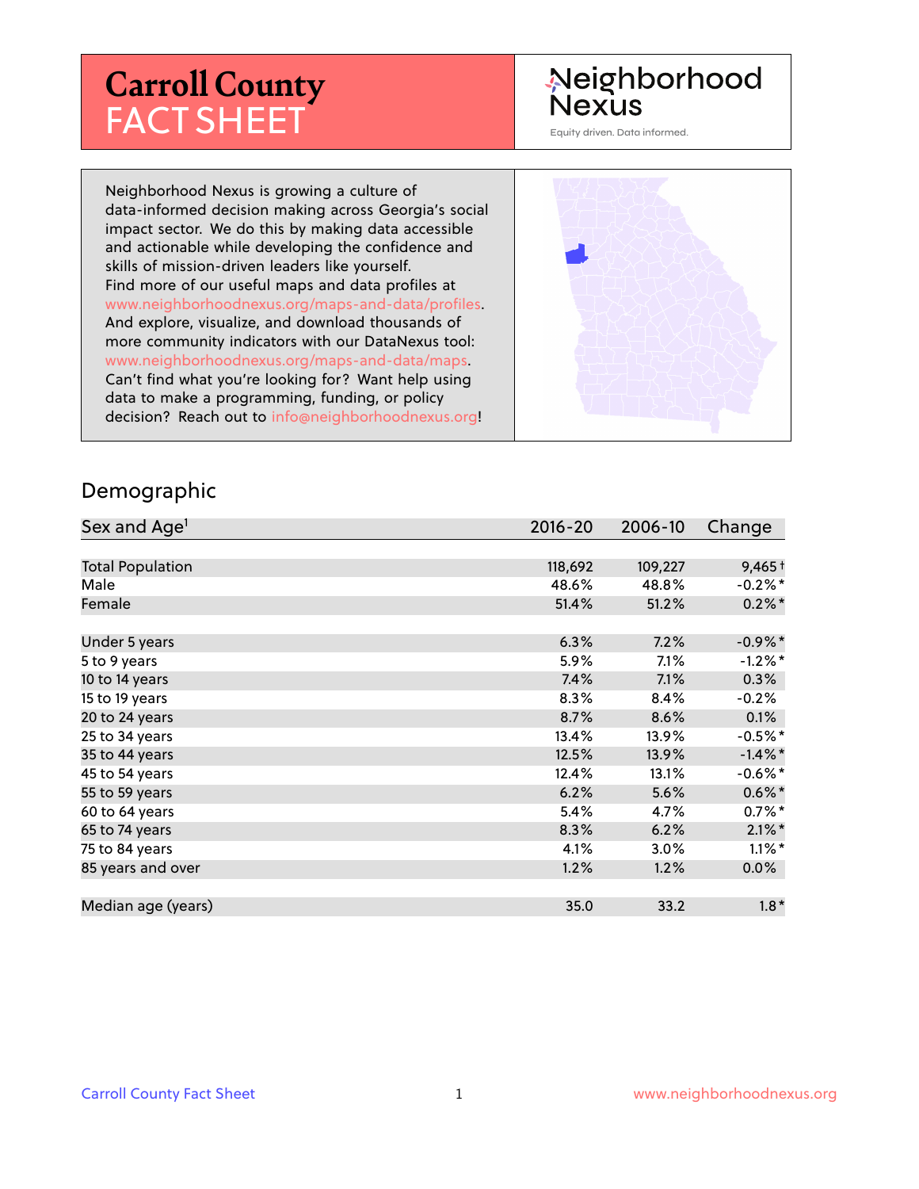# Carroll County FACT SHEET

Neighborhood Nexus

Equity driven. Data informed.

Neighborhood Nexus is growing a culture of data-informed decision making across Georgia's social impact sector. We do this by making data accessible and actionable while developing the confidence and skills of mission-driven leaders like yourself. Find more of our useful maps and data profiles at www.neighborhoodnexus.org/maps-and-data/profiles. And explore, visualize, and download thousands of more community indicators with our DataNexus tool: www.neighborhoodnexus.org/maps-and-data/maps. Can't find what you're looking for? Want help using data to make a programming, funding, or policy decision? Reach out to info@neighborhoodnexus.org!

## Demographic

| Sex and Age[1] | 2016-20 | 2006-10 | Change |
|---|---|---|---|
| Total Population | 118,692 | 109,227 | 9,465 † |
| Male | 48.6% | 48.8% | -0.2% * |
| Female | 51.4% | 51.2% | 0.2% * |
| Under 5 years | 6.3% | 7.2% | -0.9% * |
| 5 to 9 years | 5.9% | 7.1% | -1.2% * |
| 10 to 14 years | 7.4% | 7.1% | 0.3% |
| 15 to 19 years | 8.3% | 8.4% | -0.2% |
| 20 to 24 years | 8.7% | 8.6% | 0.1% |
| 25 to 34 years | 13.4% | 13.9% | -0.5% * |
| 35 to 44 years | 12.5% | 13.9% | -1.4% * |
| 45 to 54 years | 12.4% | 13.1% | -0.6% * |
| 55 to 59 years | 6.2% | 5.6% | 0.6% * |
| 60 to 64 years | 5.4% | 4.7% | 0.7% * |
| 65 to 74 years | 8.3% | 6.2% | 2.1% * |
| 75 to 84 years | 4.1% | 3.0% | 1.1% * |
| 85 years and over | 1.2% | 1.2% | 0.0% |
| Median age (years) | 35.0 | 33.2 | 1.8 * |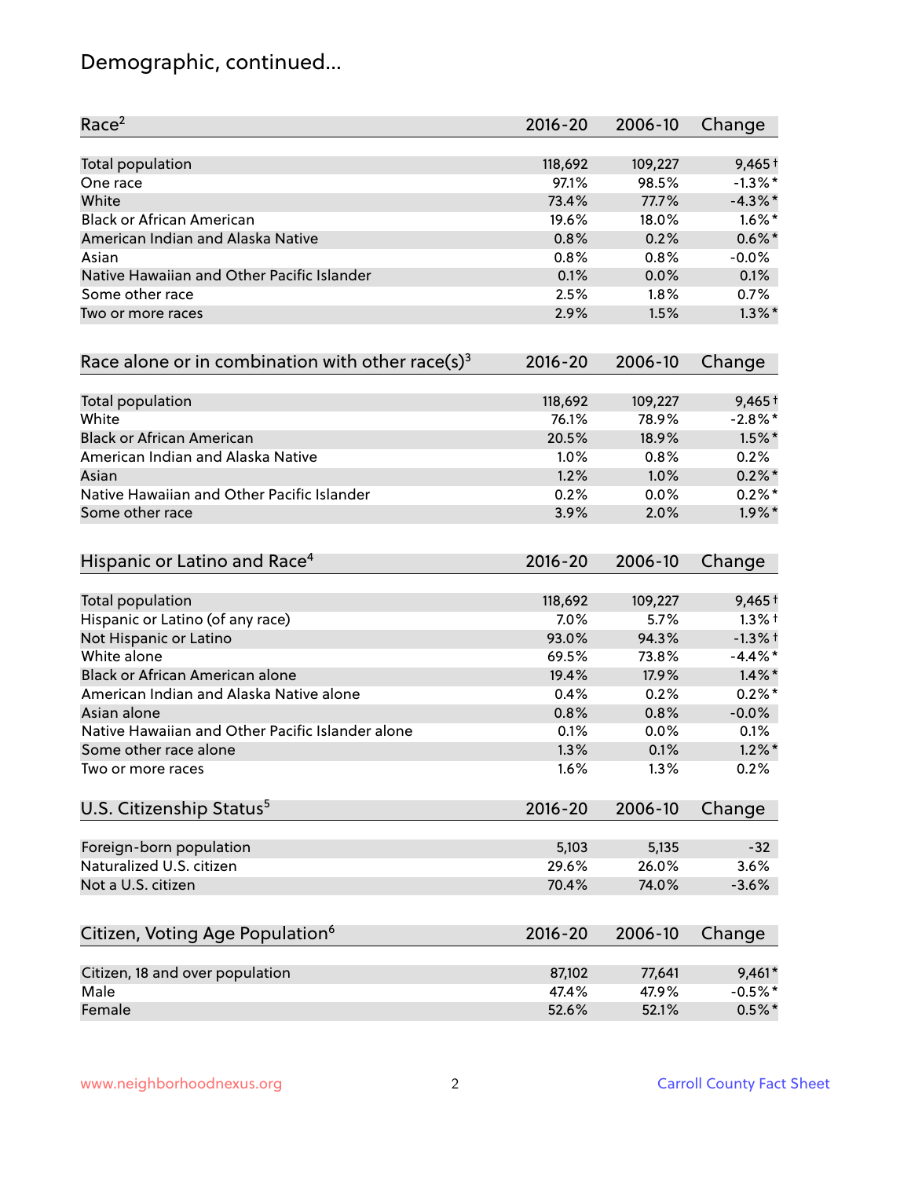## Demographic, continued...

| Race[2] | 2016-20 | 2006-10 | Change |
|---|---|---|---|
| Total population | 118,692 | 109,227 | 9,465† |
| One race | 97.1% | 98.5% | -1.3%* |
| White | 73.4% | 77.7% | -4.3%* |
| Black or African American | 19.6% | 18.0% | 1.6%* |
| American Indian and Alaska Native | 0.8% | 0.2% | 0.6%* |
| Asian | 0.8% | 0.8% | -0.0% |
| Native Hawaiian and Other Pacific Islander | 0.1% | 0.0% | 0.1% |
| Some other race | 2.5% | 1.8% | 0.7% |
| Two or more races | 2.9% | 1.5% | 1.3%* |

| Race alone or in combination with other race(s)[3] | 2016-20 | 2006-10 | Change |
|---|---|---|---|
| Total population | 118,692 | 109,227 | 9,465† |
| White | 76.1% | 78.9% | -2.8%* |
| Black or African American | 20.5% | 18.9% | 1.5%* |
| American Indian and Alaska Native | 1.0% | 0.8% | 0.2% |
| Asian | 1.2% | 1.0% | 0.2%* |
| Native Hawaiian and Other Pacific Islander | 0.2% | 0.0% | 0.2%* |
| Some other race | 3.9% | 2.0% | 1.9%* |

| Hispanic or Latino and Race[4] | 2016-20 | 2006-10 | Change |
|---|---|---|---|
| Total population | 118,692 | 109,227 | 9,465† |
| Hispanic or Latino (of any race) | 7.0% | 5.7% | 1.3%† |
| Not Hispanic or Latino | 93.0% | 94.3% | -1.3%† |
| White alone | 69.5% | 73.8% | -4.4%* |
| Black or African American alone | 19.4% | 17.9% | 1.4%* |
| American Indian and Alaska Native alone | 0.4% | 0.2% | 0.2%* |
| Asian alone | 0.8% | 0.8% | -0.0% |
| Native Hawaiian and Other Pacific Islander alone | 0.1% | 0.0% | 0.1% |
| Some other race alone | 1.3% | 0.1% | 1.2%* |
| Two or more races | 1.6% | 1.3% | 0.2% |

| U.S. Citizenship Status[5] | 2016-20 | 2006-10 | Change |
|---|---|---|---|
| Foreign-born population | 5,103 | 5,135 | -32 |
| Naturalized U.S. citizen | 29.6% | 26.0% | 3.6% |
| Not a U.S. citizen | 70.4% | 74.0% | -3.6% |

| Citizen, Voting Age Population[6] | 2016-20 | 2006-10 | Change |
|---|---|---|---|
| Citizen, 18 and over population | 87,102 | 77,641 | 9,461* |
| Male | 47.4% | 47.9% | -0.5%* |
| Female | 52.6% | 52.1% | 0.5%* |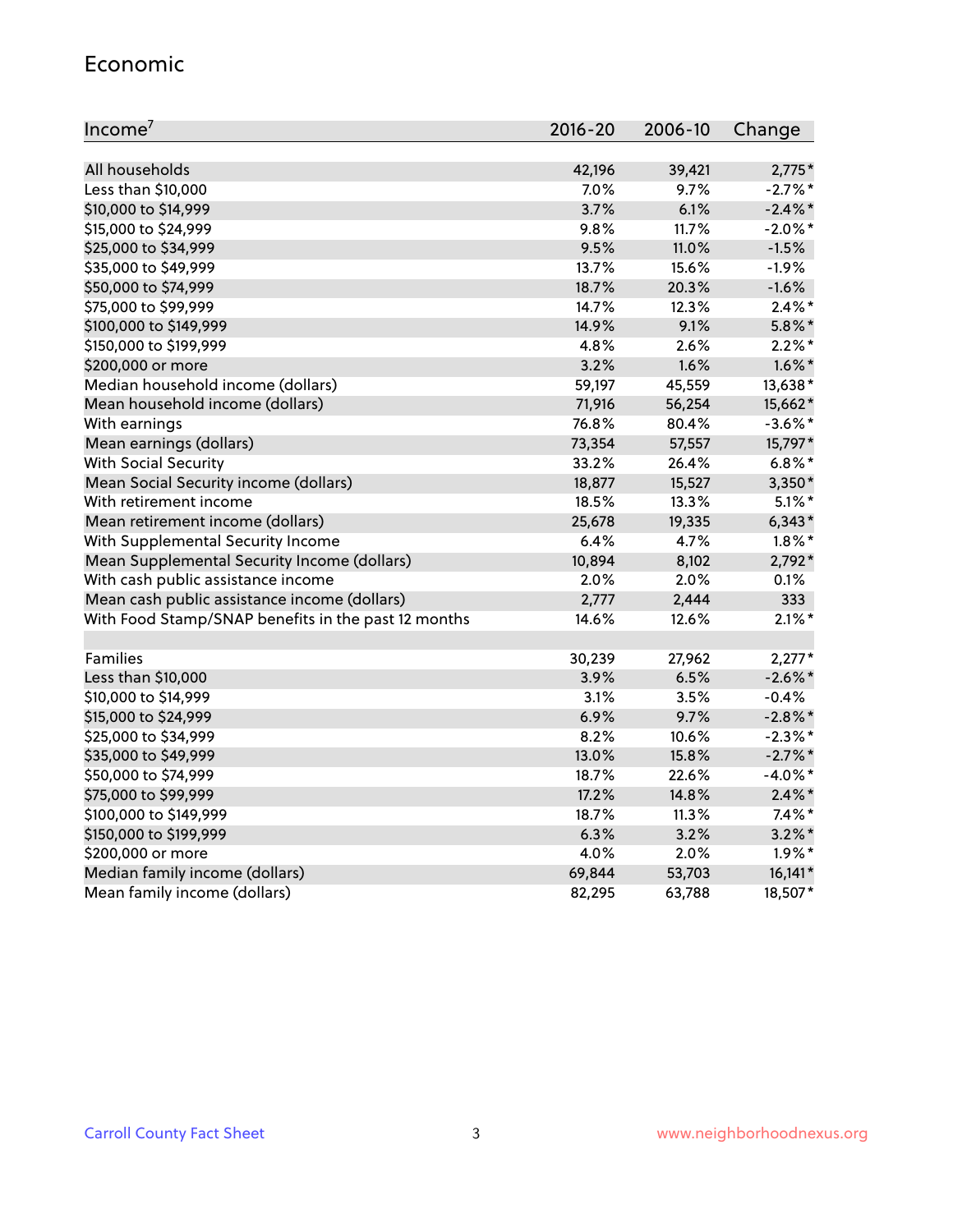## Economic

| Income[7] | 2016-20 | 2006-10 | Change |
|---|---|---|---|
| All households | 42,196 | 39,421 | 2,775* |
| Less than $10,000 | 7.0% | 9.7% | -2.7%* |
| $10,000 to $14,999 | 3.7% | 6.1% | -2.4%* |
| $15,000 to $24,999 | 9.8% | 11.7% | -2.0%* |
| $25,000 to $34,999 | 9.5% | 11.0% | -1.5% |
| $35,000 to $49,999 | 13.7% | 15.6% | -1.9% |
| $50,000 to $74,999 | 18.7% | 20.3% | -1.6% |
| $75,000 to $99,999 | 14.7% | 12.3% | 2.4%* |
| $100,000 to $149,999 | 14.9% | 9.1% | 5.8%* |
| $150,000 to $199,999 | 4.8% | 2.6% | 2.2%* |
| $200,000 or more | 3.2% | 1.6% | 1.6%* |
| Median household income (dollars) | 59,197 | 45,559 | 13,638* |
| Mean household income (dollars) | 71,916 | 56,254 | 15,662* |
| With earnings | 76.8% | 80.4% | -3.6%* |
| Mean earnings (dollars) | 73,354 | 57,557 | 15,797* |
| With Social Security | 33.2% | 26.4% | 6.8%* |
| Mean Social Security income (dollars) | 18,877 | 15,527 | 3,350* |
| With retirement income | 18.5% | 13.3% | 5.1%* |
| Mean retirement income (dollars) | 25,678 | 19,335 | 6,343* |
| With Supplemental Security Income | 6.4% | 4.7% | 1.8%* |
| Mean Supplemental Security Income (dollars) | 10,894 | 8,102 | 2,792* |
| With cash public assistance income | 2.0% | 2.0% | 0.1% |
| Mean cash public assistance income (dollars) | 2,777 | 2,444 | 333 |
| With Food Stamp/SNAP benefits in the past 12 months | 14.6% | 12.6% | 2.1%* |
| | | | |
| Families | 30,239 | 27,962 | 2,277* |
| Less than $10,000 | 3.9% | 6.5% | -2.6%* |
| $10,000 to $14,999 | 3.1% | 3.5% | -0.4% |
| $15,000 to $24,999 | 6.9% | 9.7% | -2.8%* |
| $25,000 to $34,999 | 8.2% | 10.6% | -2.3%* |
| $35,000 to $49,999 | 13.0% | 15.8% | -2.7%* |
| $50,000 to $74,999 | 18.7% | 22.6% | -4.0%* |
| $75,000 to $99,999 | 17.2% | 14.8% | 2.4%* |
| $100,000 to $149,999 | 18.7% | 11.3% | 7.4%* |
| $150,000 to $199,999 | 6.3% | 3.2% | 3.2%* |
| $200,000 or more | 4.0% | 2.0% | 1.9%* |
| Median family income (dollars) | 69,844 | 53,703 | 16,141* |
| Mean family income (dollars) | 82,295 | 63,788 | 18,507* |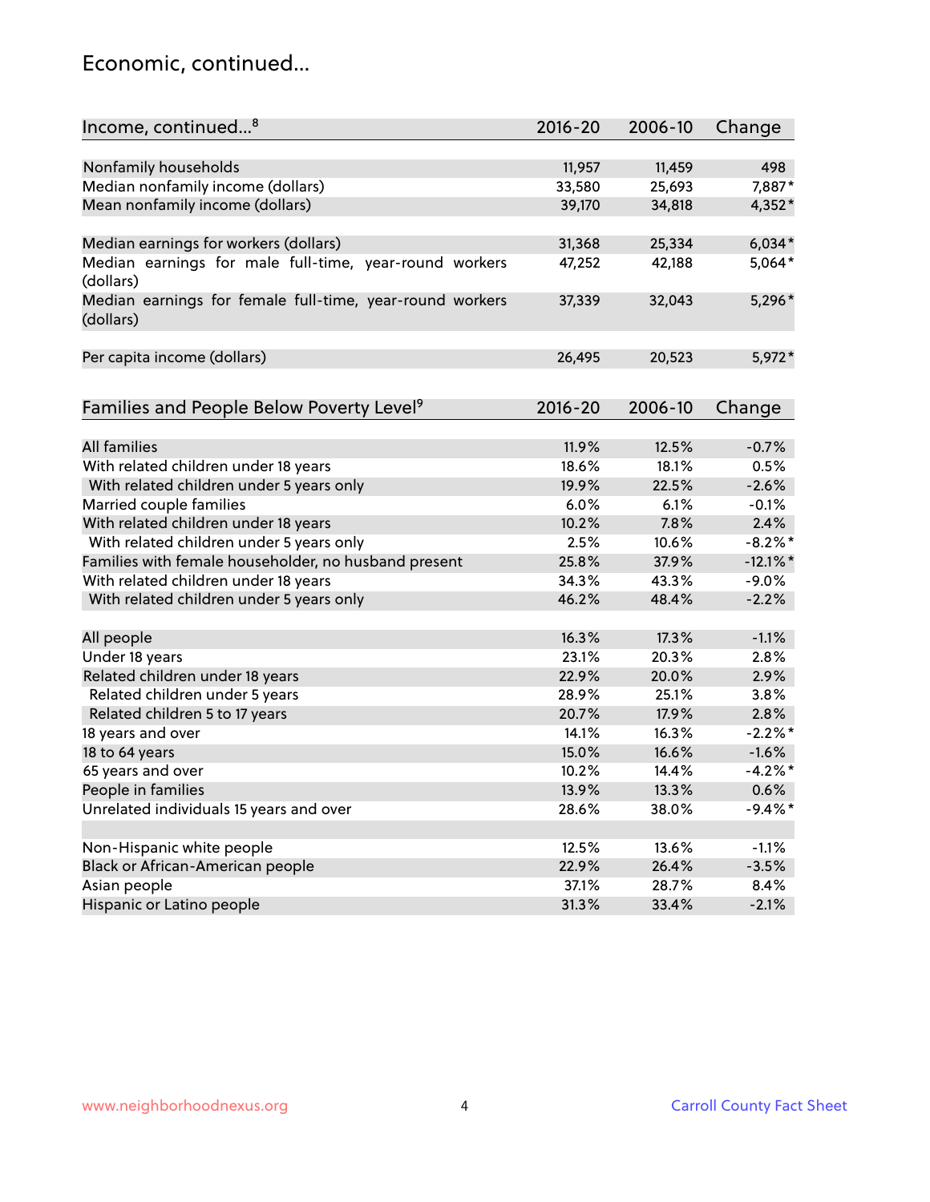## Economic, continued...

| Income, continued...[8] | 2016-20 | 2006-10 | Change |
|---|---|---|---|
| Nonfamily households | 11,957 | 11,459 | 498 |
| Median nonfamily income (dollars) | 33,580 | 25,693 | 7,887* |
| Mean nonfamily income (dollars) | 39,170 | 34,818 | 4,352* |
| Median earnings for workers (dollars) | 31,368 | 25,334 | 6,034* |
| Median earnings for male full-time, year-round workers (dollars) | 47,252 | 42,188 | 5,064* |
| Median earnings for female full-time, year-round workers (dollars) | 37,339 | 32,043 | 5,296* |
| Per capita income (dollars) | 26,495 | 20,523 | 5,972* |

| Families and People Below Poverty Level[9] | 2016-20 | 2006-10 | Change |
|---|---|---|---|
| All families | 11.9% | 12.5% | -0.7% |
| With related children under 18 years | 18.6% | 18.1% | 0.5% |
| With related children under 5 years only | 19.9% | 22.5% | -2.6% |
| Married couple families | 6.0% | 6.1% | -0.1% |
| With related children under 18 years | 10.2% | 7.8% | 2.4% |
| With related children under 5 years only | 2.5% | 10.6% | -8.2%* |
| Families with female householder, no husband present | 25.8% | 37.9% | -12.1%* |
| With related children under 18 years | 34.3% | 43.3% | -9.0% |
| With related children under 5 years only | 46.2% | 48.4% | -2.2% |
| All people | 16.3% | 17.3% | -1.1% |
| Under 18 years | 23.1% | 20.3% | 2.8% |
| Related children under 18 years | 22.9% | 20.0% | 2.9% |
| Related children under 5 years | 28.9% | 25.1% | 3.8% |
| Related children 5 to 17 years | 20.7% | 17.9% | 2.8% |
| 18 years and over | 14.1% | 16.3% | -2.2%* |
| 18 to 64 years | 15.0% | 16.6% | -1.6% |
| 65 years and over | 10.2% | 14.4% | -4.2%* |
| People in families | 13.9% | 13.3% | 0.6% |
| Unrelated individuals 15 years and over | 28.6% | 38.0% | -9.4%* |
| Non-Hispanic white people | 12.5% | 13.6% | -1.1% |
| Black or African-American people | 22.9% | 26.4% | -3.5% |
| Asian people | 37.1% | 28.7% | 8.4% |
| Hispanic or Latino people | 31.3% | 33.4% | -2.1% |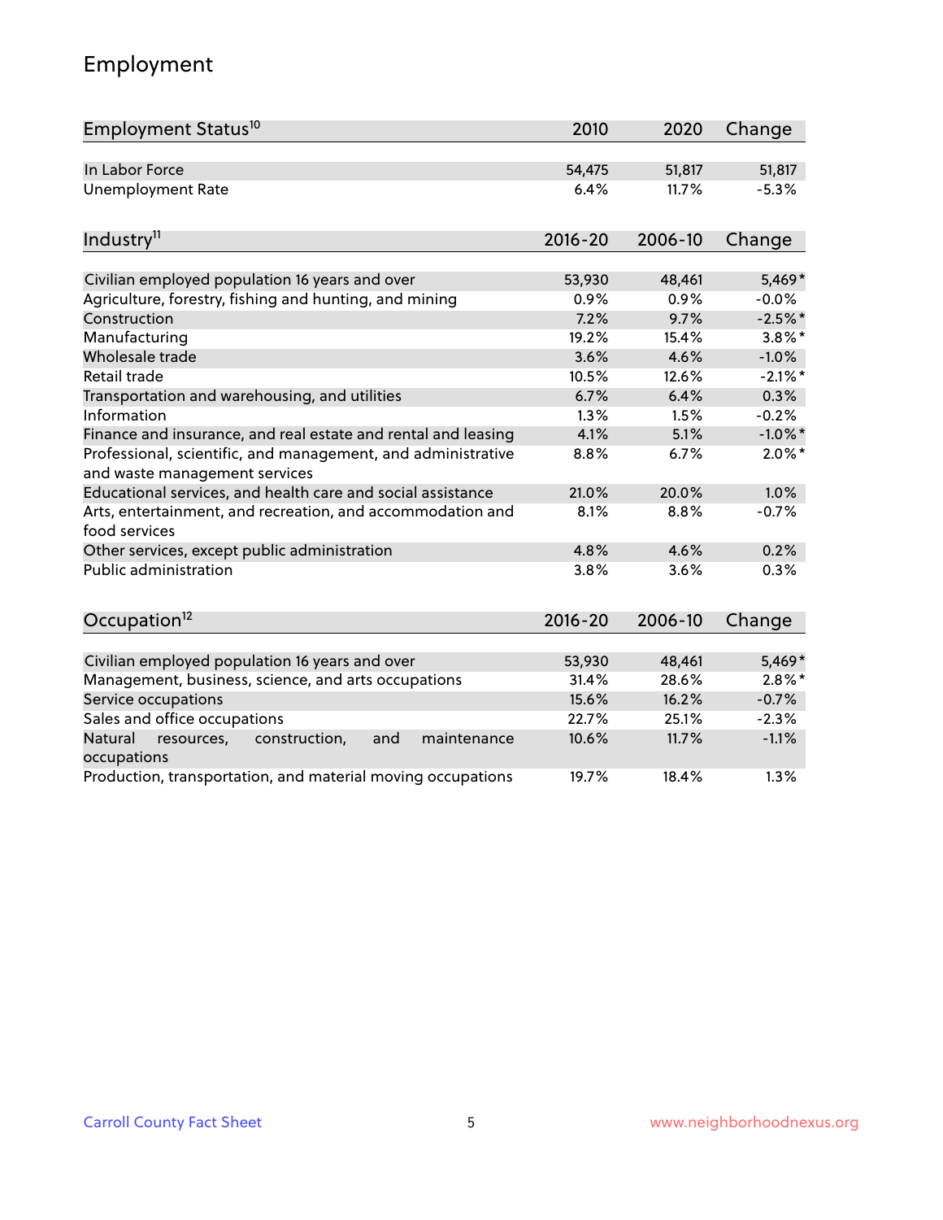## Employment

| Employment Status[10] | 2010 | 2020 | Change |
|---|---|---|---|
| In Labor Force | 54,475 | 51,817 | 51,817 |
| Unemployment Rate | 6.4% | 11.7% | -5.3% |

| Industry[11] | 2016-20 | 2006-10 | Change |
|---|---|---|---|
| Civilian employed population 16 years and over | 53,930 | 48,461 | 5,469* |
| Agriculture, forestry, fishing and hunting, and mining | 0.9% | 0.9% | -0.0% |
| Construction | 7.2% | 9.7% | -2.5%* |
| Manufacturing | 19.2% | 15.4% | 3.8%* |
| Wholesale trade | 3.6% | 4.6% | -1.0% |
| Retail trade | 10.5% | 12.6% | -2.1%* |
| Transportation and warehousing, and utilities | 6.7% | 6.4% | 0.3% |
| Information | 1.3% | 1.5% | -0.2% |
| Finance and insurance, and real estate and rental and leasing | 4.1% | 5.1% | -1.0%* |
| Professional, scientific, and management, and administrative and waste management services | 8.8% | 6.7% | 2.0%* |
| Educational services, and health care and social assistance | 21.0% | 20.0% | 1.0% |
| Arts, entertainment, and recreation, and accommodation and food services | 8.1% | 8.8% | -0.7% |
| Other services, except public administration | 4.8% | 4.6% | 0.2% |
| Public administration | 3.8% | 3.6% | 0.3% |

| Occupation[12] | 2016-20 | 2006-10 | Change |
|---|---|---|---|
| Civilian employed population 16 years and over | 53,930 | 48,461 | 5,469* |
| Management, business, science, and arts occupations | 31.4% | 28.6% | 2.8%* |
| Service occupations | 15.6% | 16.2% | -0.7% |
| Sales and office occupations | 22.7% | 25.1% | -2.3% |
| Natural resources, construction, and maintenance occupations | 10.6% | 11.7% | -1.1% |
| Production, transportation, and material moving occupations | 19.7% | 18.4% | 1.3% |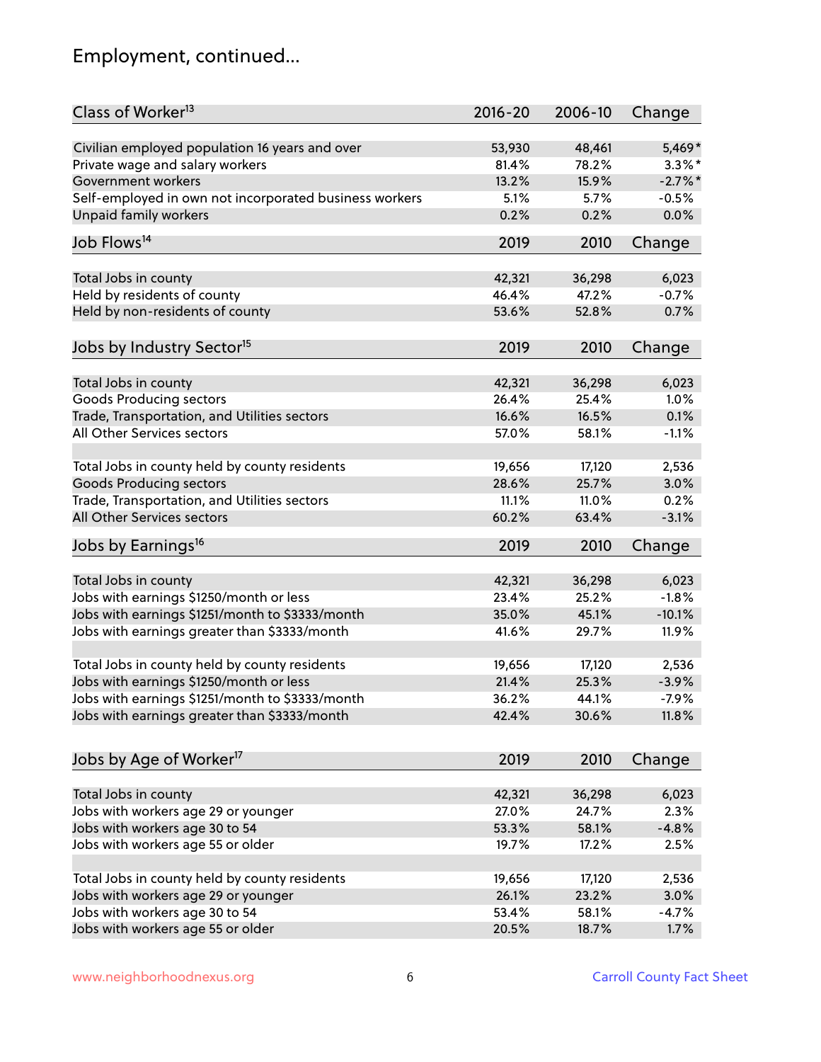## Employment, continued...

| Class of Worker[13] | 2016-20 | 2006-10 | Change |
|---|---|---|---|
| Civilian employed population 16 years and over | 53,930 | 48,461 | 5,469* |
| Private wage and salary workers | 81.4% | 78.2% | 3.3%* |
| Government workers | 13.2% | 15.9% | -2.7%* |
| Self-employed in own not incorporated business workers | 5.1% | 5.7% | -0.5% |
| Unpaid family workers | 0.2% | 0.2% | 0.0% |

| Job Flows[14] | 2019 | 2010 | Change |
|---|---|---|---|
| Total Jobs in county | 42,321 | 36,298 | 6,023 |
| Held by residents of county | 46.4% | 47.2% | -0.7% |
| Held by non-residents of county | 53.6% | 52.8% | 0.7% |

| Jobs by Industry Sector[15] | 2019 | 2010 | Change |
|---|---|---|---|
| Total Jobs in county | 42,321 | 36,298 | 6,023 |
| Goods Producing sectors | 26.4% | 25.4% | 1.0% |
| Trade, Transportation, and Utilities sectors | 16.6% | 16.5% | 0.1% |
| All Other Services sectors | 57.0% | 58.1% | -1.1% |
| | | | |
| Total Jobs in county held by county residents | 19,656 | 17,120 | 2,536 |
| Goods Producing sectors | 28.6% | 25.7% | 3.0% |
| Trade, Transportation, and Utilities sectors | 11.1% | 11.0% | 0.2% |
| All Other Services sectors | 60.2% | 63.4% | -3.1% |

| Jobs by Earnings[16] | 2019 | 2010 | Change |
|---|---|---|---|
| Total Jobs in county | 42,321 | 36,298 | 6,023 |
| Jobs with earnings $1250/month or less | 23.4% | 25.2% | -1.8% |
| Jobs with earnings $1251/month to $3333/month | 35.0% | 45.1% | -10.1% |
| Jobs with earnings greater than $3333/month | 41.6% | 29.7% | 11.9% |
| | | | |
| Total Jobs in county held by county residents | 19,656 | 17,120 | 2,536 |
| Jobs with earnings $1250/month or less | 21.4% | 25.3% | -3.9% |
| Jobs with earnings $1251/month to $3333/month | 36.2% | 44.1% | -7.9% |
| Jobs with earnings greater than $3333/month | 42.4% | 30.6% | 11.8% |

| Jobs by Age of Worker[17] | 2019 | 2010 | Change |
|---|---|---|---|
| Total Jobs in county | 42,321 | 36,298 | 6,023 |
| Jobs with workers age 29 or younger | 27.0% | 24.7% | 2.3% |
| Jobs with workers age 30 to 54 | 53.3% | 58.1% | -4.8% |
| Jobs with workers age 55 or older | 19.7% | 17.2% | 2.5% |
| | | | |
| Total Jobs in county held by county residents | 19,656 | 17,120 | 2,536 |
| Jobs with workers age 29 or younger | 26.1% | 23.2% | 3.0% |
| Jobs with workers age 30 to 54 | 53.4% | 58.1% | -4.7% |
| Jobs with workers age 55 or older | 20.5% | 18.7% | 1.7% |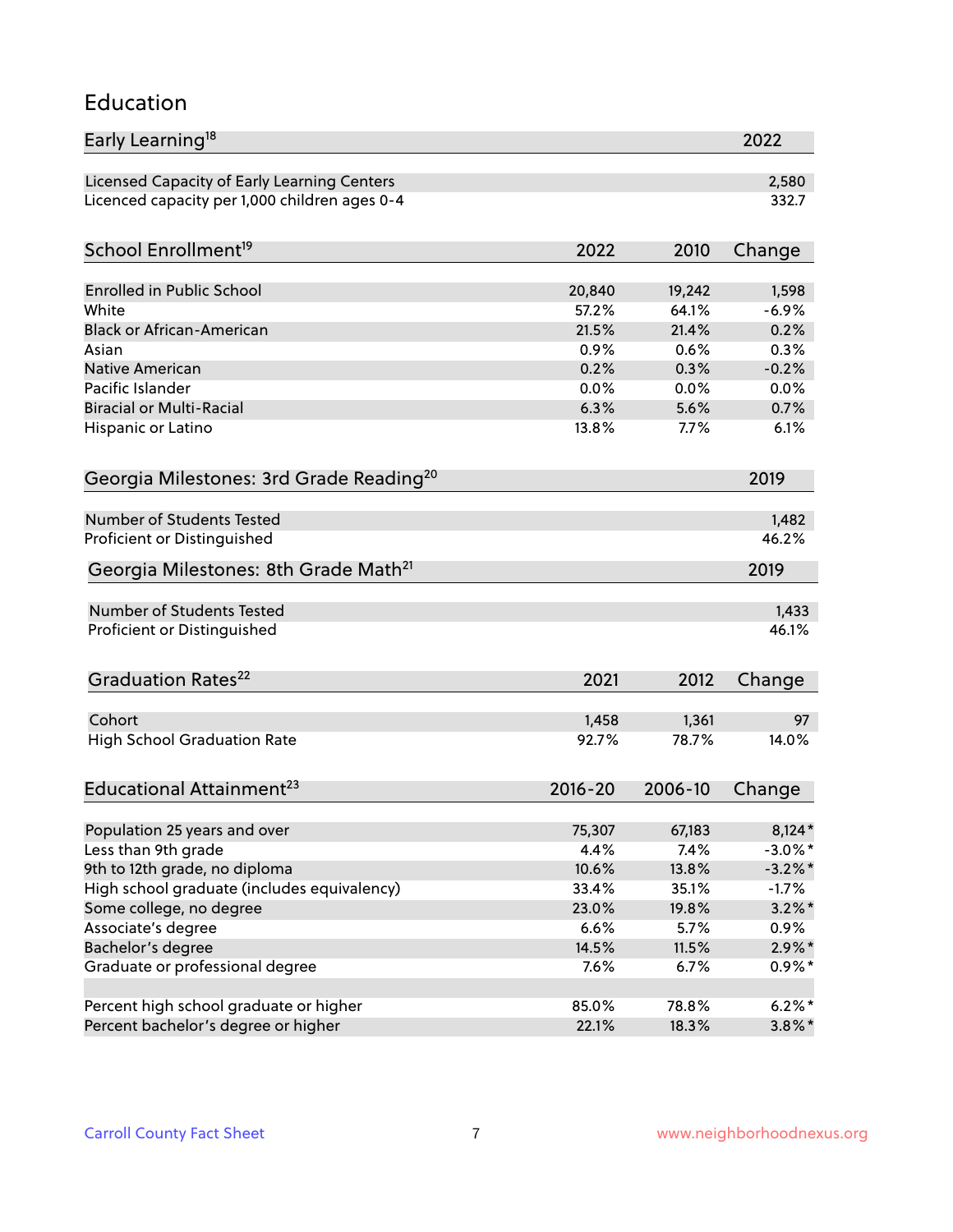## Education

| Early Learning[18] | 2022 |
|---|---|
| Licensed Capacity of Early Learning Centers | 2,580 |
| Licenced capacity per 1,000 children ages 0-4 | 332.7 |

| School Enrollment[19] | 2022 | 2010 | Change |
|---|---|---|---|
| Enrolled in Public School | 20,840 | 19,242 | 1,598 |
| White | 57.2% | 64.1% | -6.9% |
| Black or African-American | 21.5% | 21.4% | 0.2% |
| Asian | 0.9% | 0.6% | 0.3% |
| Native American | 0.2% | 0.3% | -0.2% |
| Pacific Islander | 0.0% | 0.0% | 0.0% |
| Biracial or Multi-Racial | 6.3% | 5.6% | 0.7% |
| Hispanic or Latino | 13.8% | 7.7% | 6.1% |

| Georgia Milestones: 3rd Grade Reading[20] | 2019 |
|---|---|
| Number of Students Tested | 1,482 |
| Proficient or Distinguished | 46.2% |

| Georgia Milestones: 8th Grade Math[21] | 2019 |
|---|---|
| Number of Students Tested | 1,433 |
| Proficient or Distinguished | 46.1% |

| Graduation Rates[22] | 2021 | 2012 | Change |
|---|---|---|---|
| Cohort | 1,458 | 1,361 | 97 |
| High School Graduation Rate | 92.7% | 78.7% | 14.0% |

| Educational Attainment[23] | 2016-20 | 2006-10 | Change |
|---|---|---|---|
| Population 25 years and over | 75,307 | 67,183 | 8,124* |
| Less than 9th grade | 4.4% | 7.4% | -3.0%* |
| 9th to 12th grade, no diploma | 10.6% | 13.8% | -3.2%* |
| High school graduate (includes equivalency) | 33.4% | 35.1% | -1.7% |
| Some college, no degree | 23.0% | 19.8% | 3.2%* |
| Associate's degree | 6.6% | 5.7% | 0.9% |
| Bachelor's degree | 14.5% | 11.5% | 2.9%* |
| Graduate or professional degree | 7.6% | 6.7% | 0.9%* |
| | | | |
| Percent high school graduate or higher | 85.0% | 78.8% | 6.2%* |
| Percent bachelor's degree or higher | 22.1% | 18.3% | 3.8%* |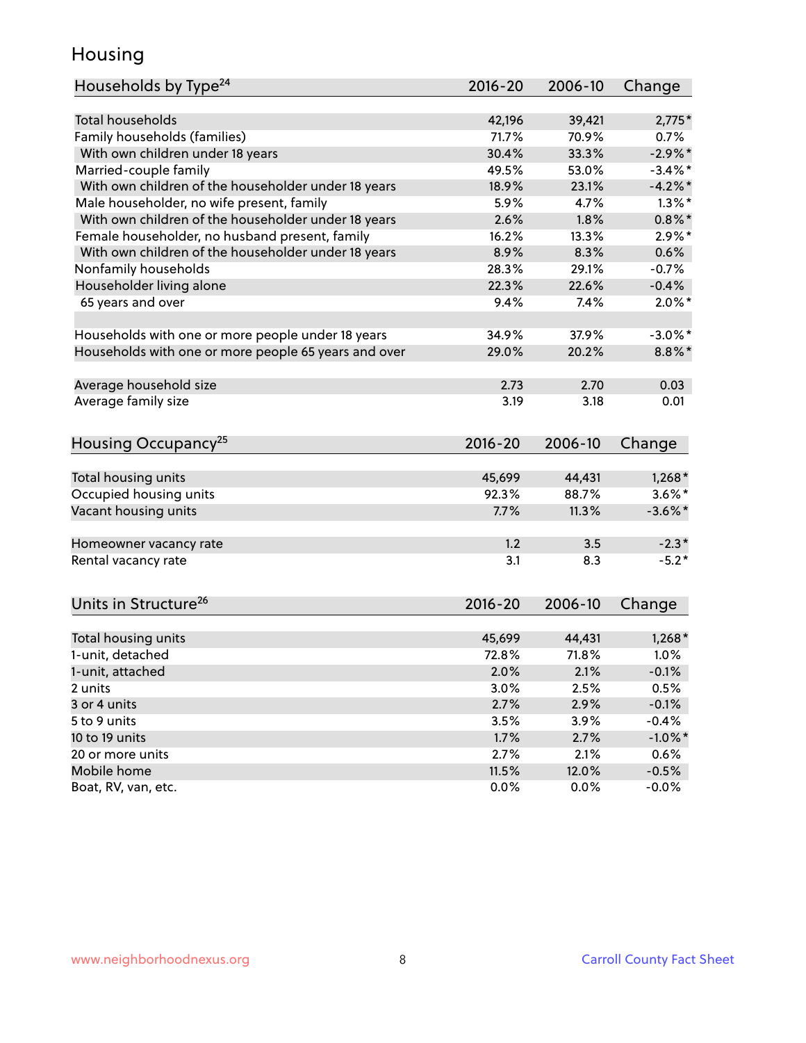# Housing

| Households by Type[24] | 2016-20 | 2006-10 | Change |
|---|---|---|---|
| Total households | 42,196 | 39,421 | 2,775* |
| Family households (families) | 71.7% | 70.9% | 0.7% |
| With own children under 18 years | 30.4% | 33.3% | -2.9%* |
| Married-couple family | 49.5% | 53.0% | -3.4%* |
| With own children of the householder under 18 years | 18.9% | 23.1% | -4.2%* |
| Male householder, no wife present, family | 5.9% | 4.7% | 1.3%* |
| With own children of the householder under 18 years | 2.6% | 1.8% | 0.8%* |
| Female householder, no husband present, family | 16.2% | 13.3% | 2.9%* |
| With own children of the householder under 18 years | 8.9% | 8.3% | 0.6% |
| Nonfamily households | 28.3% | 29.1% | -0.7% |
| Householder living alone | 22.3% | 22.6% | -0.4% |
| 65 years and over | 9.4% | 7.4% | 2.0%* |
| | | | |
| Households with one or more people under 18 years | 34.9% | 37.9% | -3.0%* |
| Households with one or more people 65 years and over | 29.0% | 20.2% | 8.8%* |
| | | | |
| Average household size | 2.73 | 2.70 | 0.03 |
| Average family size | 3.19 | 3.18 | 0.01 |

| Housing Occupancy[25] | 2016-20 | 2006-10 | Change |
|---|---|---|---|
| Total housing units | 45,699 | 44,431 | 1,268* |
| Occupied housing units | 92.3% | 88.7% | 3.6%* |
| Vacant housing units | 7.7% | 11.3% | -3.6%* |
| | | | |
| Homeowner vacancy rate | 1.2 | 3.5 | -2.3* |
| Rental vacancy rate | 3.1 | 8.3 | -5.2* |

| Units in Structure[26] | 2016-20 | 2006-10 | Change |
|---|---|---|---|
| Total housing units | 45,699 | 44,431 | 1,268* |
| 1-unit, detached | 72.8% | 71.8% | 1.0% |
| 1-unit, attached | 2.0% | 2.1% | -0.1% |
| 2 units | 3.0% | 2.5% | 0.5% |
| 3 or 4 units | 2.7% | 2.9% | -0.1% |
| 5 to 9 units | 3.5% | 3.9% | -0.4% |
| 10 to 19 units | 1.7% | 2.7% | -1.0%* |
| 20 or more units | 2.7% | 2.1% | 0.6% |
| Mobile home | 11.5% | 12.0% | -0.5% |
| Boat, RV, van, etc. | 0.0% | 0.0% | -0.0% |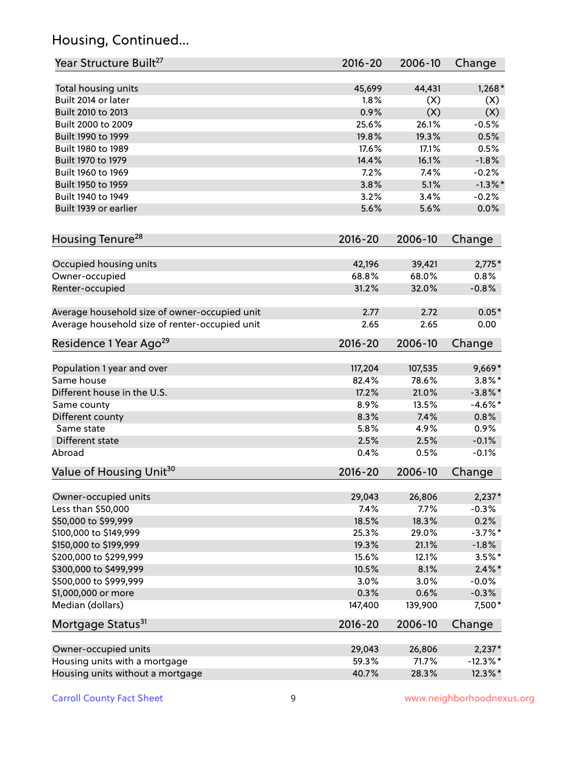## Housing, Continued...

| Year Structure Built[27] | 2016-20 | 2006-10 | Change |
|---|---|---|---|
| Total housing units | 45,699 | 44,431 | 1,268* |
| Built 2014 or later | 1.8% | (X) | (X) |
| Built 2010 to 2013 | 0.9% | (X) | (X) |
| Built 2000 to 2009 | 25.6% | 26.1% | -0.5% |
| Built 1990 to 1999 | 19.8% | 19.3% | 0.5% |
| Built 1980 to 1989 | 17.6% | 17.1% | 0.5% |
| Built 1970 to 1979 | 14.4% | 16.1% | -1.8% |
| Built 1960 to 1969 | 7.2% | 7.4% | -0.2% |
| Built 1950 to 1959 | 3.8% | 5.1% | -1.3%* |
| Built 1940 to 1949 | 3.2% | 3.4% | -0.2% |
| Built 1939 or earlier | 5.6% | 5.6% | 0.0% |

| Housing Tenure[28] | 2016-20 | 2006-10 | Change |
|---|---|---|---|
| Occupied housing units | 42,196 | 39,421 | 2,775* |
| Owner-occupied | 68.8% | 68.0% | 0.8% |
| Renter-occupied | 31.2% | 32.0% | -0.8% |
| Average household size of owner-occupied unit | 2.77 | 2.72 | 0.05* |
| Average household size of renter-occupied unit | 2.65 | 2.65 | 0.00 |

| Residence 1 Year Ago[29] | 2016-20 | 2006-10 | Change |
|---|---|---|---|
| Population 1 year and over | 117,204 | 107,535 | 9,669* |
| Same house | 82.4% | 78.6% | 3.8%* |
| Different house in the U.S. | 17.2% | 21.0% | -3.8%* |
| Same county | 8.9% | 13.5% | -4.6%* |
| Different county | 8.3% | 7.4% | 0.8% |
| Same state | 5.8% | 4.9% | 0.9% |
| Different state | 2.5% | 2.5% | -0.1% |
| Abroad | 0.4% | 0.5% | -0.1% |

| Value of Housing Unit[30] | 2016-20 | 2006-10 | Change |
|---|---|---|---|
| Owner-occupied units | 29,043 | 26,806 | 2,237* |
| Less than $50,000 | 7.4% | 7.7% | -0.3% |
| $50,000 to $99,999 | 18.5% | 18.3% | 0.2% |
| $100,000 to $149,999 | 25.3% | 29.0% | -3.7%* |
| $150,000 to $199,999 | 19.3% | 21.1% | -1.8% |
| $200,000 to $299,999 | 15.6% | 12.1% | 3.5%* |
| $300,000 to $499,999 | 10.5% | 8.1% | 2.4%* |
| $500,000 to $999,999 | 3.0% | 3.0% | -0.0% |
| $1,000,000 or more | 0.3% | 0.6% | -0.3% |
| Median (dollars) | 147,400 | 139,900 | 7,500* |

| Mortgage Status[31] | 2016-20 | 2006-10 | Change |
|---|---|---|---|
| Owner-occupied units | 29,043 | 26,806 | 2,237* |
| Housing units with a mortgage | 59.3% | 71.7% | -12.3%* |
| Housing units without a mortgage | 40.7% | 28.3% | 12.3%* |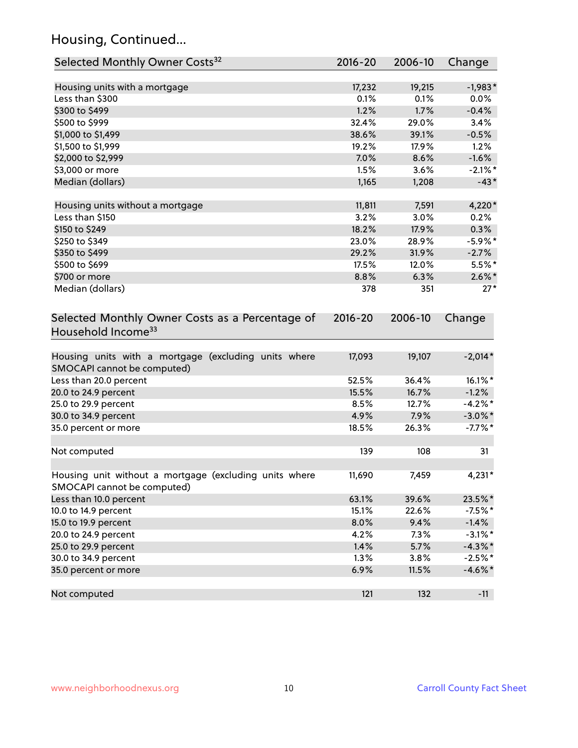## Housing, Continued...

| Selected Monthly Owner Costs[32] | 2016-20 | 2006-10 | Change |
|---|---|---|---|
| Housing units with a mortgage | 17,232 | 19,215 | -1,983* |
| Less than $300 | 0.1% | 0.1% | 0.0% |
| $300 to $499 | 1.2% | 1.7% | -0.4% |
| $500 to $999 | 32.4% | 29.0% | 3.4% |
| $1,000 to $1,499 | 38.6% | 39.1% | -0.5% |
| $1,500 to $1,999 | 19.2% | 17.9% | 1.2% |
| $2,000 to $2,999 | 7.0% | 8.6% | -1.6% |
| $3,000 or more | 1.5% | 3.6% | -2.1%* |
| Median (dollars) | 1,165 | 1,208 | -43* |
| | | | |
| Housing units without a mortgage | 11,811 | 7,591 | 4,220* |
| Less than $150 | 3.2% | 3.0% | 0.2% |
| $150 to $249 | 18.2% | 17.9% | 0.3% |
| $250 to $349 | 23.0% | 28.9% | -5.9%* |
| $350 to $499 | 29.2% | 31.9% | -2.7% |
| $500 to $699 | 17.5% | 12.0% | 5.5%* |
| $700 or more | 8.8% | 6.3% | 2.6%* |
| Median (dollars) | 378 | 351 | 27* |

| Selected Monthly Owner Costs as a Percentage of Household Income[33] | 2016-20 | 2006-10 | Change |
|---|---|---|---|
| Housing units with a mortgage (excluding units where SMOCAPI cannot be computed) | 17,093 | 19,107 | -2,014* |
| Less than 20.0 percent | 52.5% | 36.4% | 16.1%* |
| 20.0 to 24.9 percent | 15.5% | 16.7% | -1.2% |
| 25.0 to 29.9 percent | 8.5% | 12.7% | -4.2%* |
| 30.0 to 34.9 percent | 4.9% | 7.9% | -3.0%* |
| 35.0 percent or more | 18.5% | 26.3% | -7.7%* |
| | | | |
| Not computed | 139 | 108 | 31 |
| | | | |
| Housing unit without a mortgage (excluding units where SMOCAPI cannot be computed) | 11,690 | 7,459 | 4,231* |
| Less than 10.0 percent | 63.1% | 39.6% | 23.5%* |
| 10.0 to 14.9 percent | 15.1% | 22.6% | -7.5%* |
| 15.0 to 19.9 percent | 8.0% | 9.4% | -1.4% |
| 20.0 to 24.9 percent | 4.2% | 7.3% | -3.1%* |
| 25.0 to 29.9 percent | 1.4% | 5.7% | -4.3%* |
| 30.0 to 34.9 percent | 1.3% | 3.8% | -2.5%* |
| 35.0 percent or more | 6.9% | 11.5% | -4.6%* |
| | | | |
| Not computed | 121 | 132 | -11 |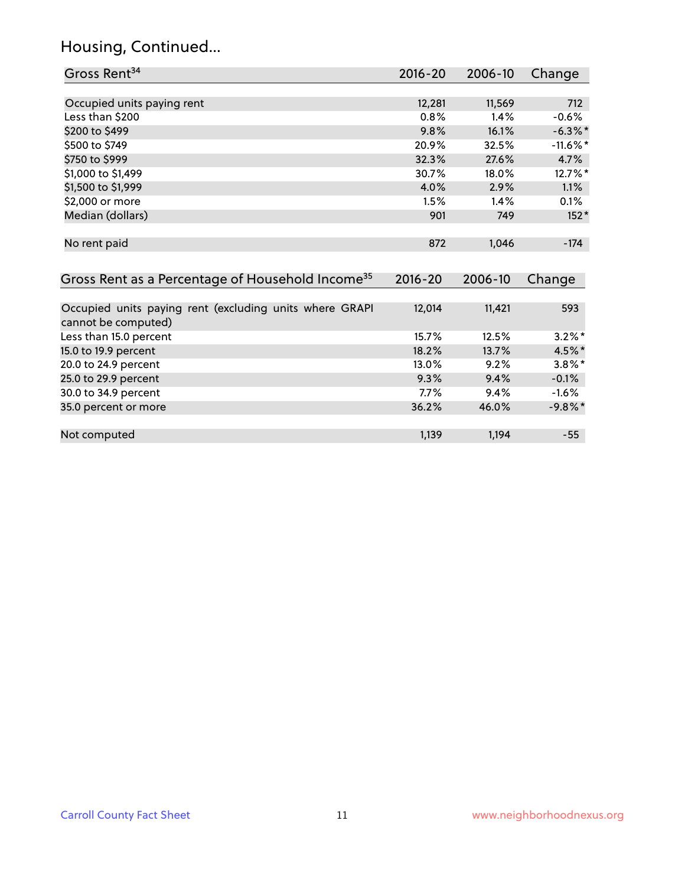## Housing, Continued...

| Gross Rent[34] | 2016-20 | 2006-10 | Change |
|---|---|---|---|
| Occupied units paying rent | 12,281 | 11,569 | 712 |
| Less than $200 | 0.8% | 1.4% | -0.6% |
| $200 to $499 | 9.8% | 16.1% | -6.3%* |
| $500 to $749 | 20.9% | 32.5% | -11.6%* |
| $750 to $999 | 32.3% | 27.6% | 4.7% |
| $1,000 to $1,499 | 30.7% | 18.0% | 12.7%* |
| $1,500 to $1,999 | 4.0% | 2.9% | 1.1% |
| $2,000 or more | 1.5% | 1.4% | 0.1% |
| Median (dollars) | 901 | 749 | 152* |
| No rent paid | 872 | 1,046 | -174 |

| Gross Rent as a Percentage of Household Income[35] | 2016-20 | 2006-10 | Change |
|---|---|---|---|
| Occupied units paying rent (excluding units where GRAPI cannot be computed) | 12,014 | 11,421 | 593 |
| Less than 15.0 percent | 15.7% | 12.5% | 3.2%* |
| 15.0 to 19.9 percent | 18.2% | 13.7% | 4.5%* |
| 20.0 to 24.9 percent | 13.0% | 9.2% | 3.8%* |
| 25.0 to 29.9 percent | 9.3% | 9.4% | -0.1% |
| 30.0 to 34.9 percent | 7.7% | 9.4% | -1.6% |
| 35.0 percent or more | 36.2% | 46.0% | -9.8%* |
| Not computed | 1,139 | 1,194 | -55 |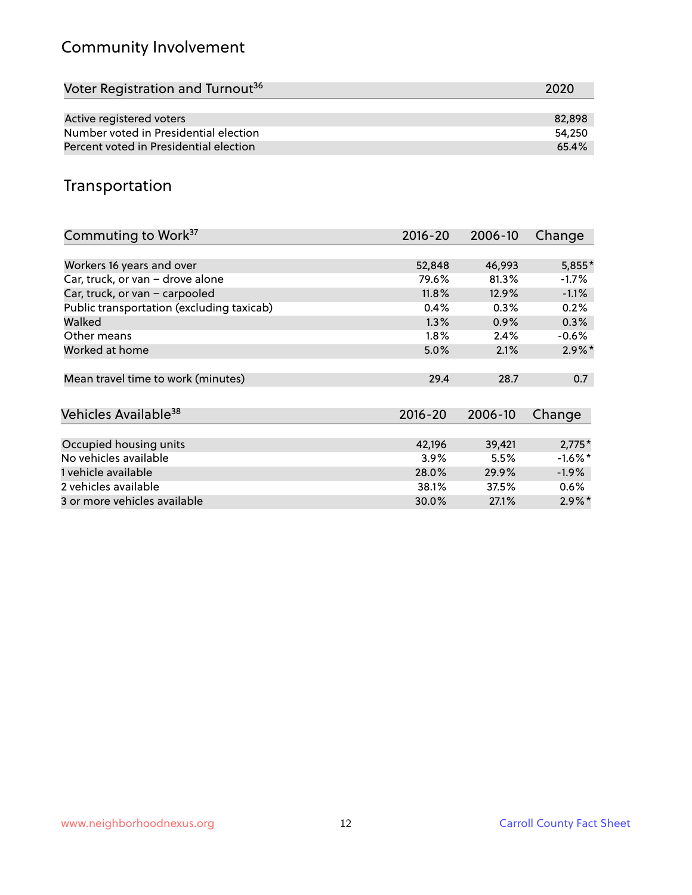## Community Involvement

| Voter Registration and Turnout[36] | 2020 |
|---|---|
| Active registered voters | 82,898 |
| Number voted in Presidential election | 54,250 |
| Percent voted in Presidential election | 65.4% |

## Transportation

| Commuting to Work[37] | 2016-20 | 2006-10 | Change |
|---|---|---|---|
| Workers 16 years and over | 52,848 | 46,993 | 5,855* |
| Car, truck, or van – drove alone | 79.6% | 81.3% | -1.7% |
| Car, truck, or van – carpooled | 11.8% | 12.9% | -1.1% |
| Public transportation (excluding taxicab) | 0.4% | 0.3% | 0.2% |
| Walked | 1.3% | 0.9% | 0.3% |
| Other means | 1.8% | 2.4% | -0.6% |
| Worked at home | 5.0% | 2.1% | 2.9%* |
| Mean travel time to work (minutes) | 29.4 | 28.7 | 0.7 |

| Vehicles Available[38] | 2016-20 | 2006-10 | Change |
|---|---|---|---|
| Occupied housing units | 42,196 | 39,421 | 2,775* |
| No vehicles available | 3.9% | 5.5% | -1.6%* |
| 1 vehicle available | 28.0% | 29.9% | -1.9% |
| 2 vehicles available | 38.1% | 37.5% | 0.6% |
| 3 or more vehicles available | 30.0% | 27.1% | 2.9%* |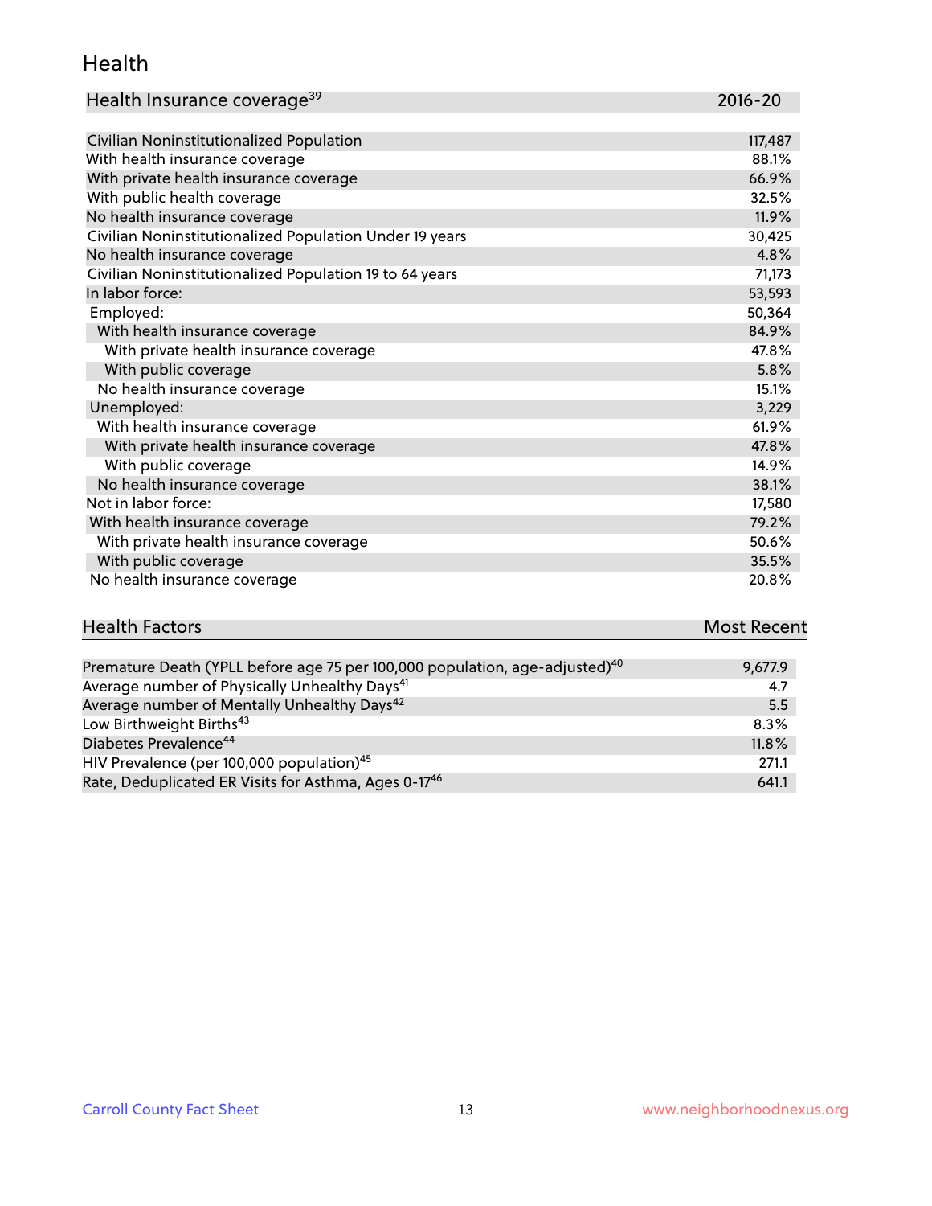# Health

| Health Insurance coverage[39] | 2016-20 |
|---|---|
| Civilian Noninstitutionalized Population | 117,487 |
| With health insurance coverage | 88.1% |
| With private health insurance coverage | 66.9% |
| With public health coverage | 32.5% |
| No health insurance coverage | 11.9% |
| Civilian Noninstitutionalized Population Under 19 years | 30,425 |
| No health insurance coverage | 4.8% |
| Civilian Noninstitutionalized Population 19 to 64 years | 71,173 |
| In labor force: | 53,593 |
| Employed: | 50,364 |
| With health insurance coverage | 84.9% |
| With private health insurance coverage | 47.8% |
| With public coverage | 5.8% |
| No health insurance coverage | 15.1% |
| Unemployed: | 3,229 |
| With health insurance coverage | 61.9% |
| With private health insurance coverage | 47.8% |
| With public coverage | 14.9% |
| No health insurance coverage | 38.1% |
| Not in labor force: | 17,580 |
| With health insurance coverage | 79.2% |
| With private health insurance coverage | 50.6% |
| With public coverage | 35.5% |
| No health insurance coverage | 20.8% |

| Health Factors | Most Recent |
|---|---|
| Premature Death (YPLL before age 75 per 100,000 population, age-adjusted)[40] | 9,677.9 |
| Average number of Physically Unhealthy Days[41] | 4.7 |
| Average number of Mentally Unhealthy Days[42] | 5.5 |
| Low Birthweight Births[43] | 8.3% |
| Diabetes Prevalence[44] | 11.8% |
| HIV Prevalence (per 100,000 population)[45] | 271.1 |
| Rate, Deduplicated ER Visits for Asthma, Ages 0-17[46] | 641.1 |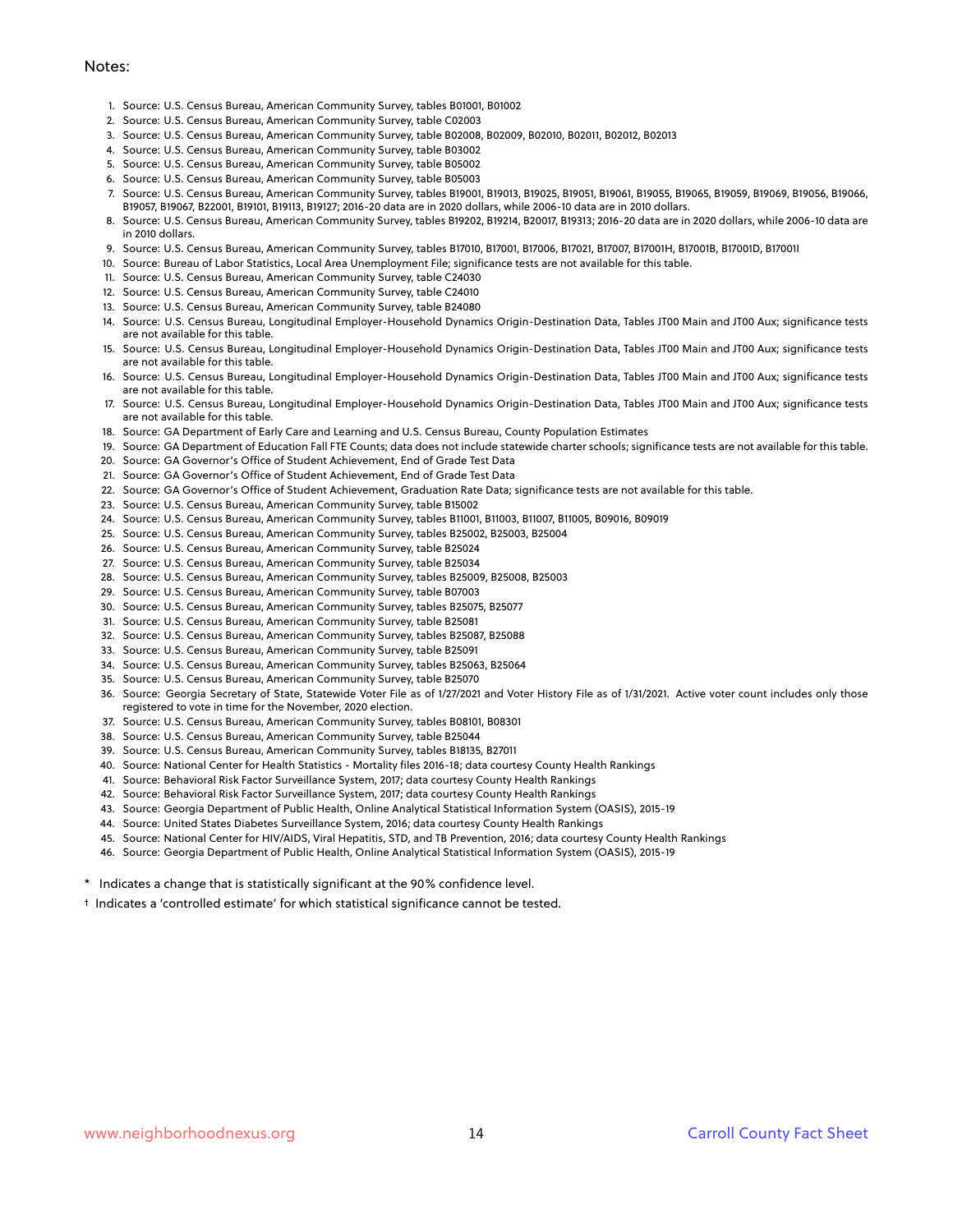Notes:

1. Source: U.S. Census Bureau, American Community Survey, tables B01001, B01002
2. Source: U.S. Census Bureau, American Community Survey, table C02003
3. Source: U.S. Census Bureau, American Community Survey, table B02008, B02009, B02010, B02011, B02012, B02013
4. Source: U.S. Census Bureau, American Community Survey, table B03002
5. Source: U.S. Census Bureau, American Community Survey, table B05002
6. Source: U.S. Census Bureau, American Community Survey, table B05003
7. Source: U.S. Census Bureau, American Community Survey, tables B19001, B19013, B19025, B19051, B19061, B19055, B19065, B19059, B19069, B19056, B19066, B19057, B19067, B22001, B19101, B19113, B19127; 2016-20 data are in 2020 dollars, while 2006-10 data are in 2010 dollars.
8. Source: U.S. Census Bureau, American Community Survey, tables B19202, B19214, B20017, B19313; 2016-20 data are in 2020 dollars, while 2006-10 data are in 2010 dollars.
9. Source: U.S. Census Bureau, American Community Survey, tables B17010, B17001, B17006, B17021, B17007, B17001H, B17001B, B17001D, B17001I
10. Source: Bureau of Labor Statistics, Local Area Unemployment File; significance tests are not available for this table.
11. Source: U.S. Census Bureau, American Community Survey, table C24030
12. Source: U.S. Census Bureau, American Community Survey, table C24010
13. Source: U.S. Census Bureau, American Community Survey, table B24080
14. Source: U.S. Census Bureau, Longitudinal Employer-Household Dynamics Origin-Destination Data, Tables JT00 Main and JT00 Aux; significance tests are not available for this table.
15. Source: U.S. Census Bureau, Longitudinal Employer-Household Dynamics Origin-Destination Data, Tables JT00 Main and JT00 Aux; significance tests are not available for this table.
16. Source: U.S. Census Bureau, Longitudinal Employer-Household Dynamics Origin-Destination Data, Tables JT00 Main and JT00 Aux; significance tests are not available for this table.
17. Source: U.S. Census Bureau, Longitudinal Employer-Household Dynamics Origin-Destination Data, Tables JT00 Main and JT00 Aux; significance tests are not available for this table.
18. Source: GA Department of Early Care and Learning and U.S. Census Bureau, County Population Estimates
19. Source: GA Department of Education Fall FTE Counts; data does not include statewide charter schools; significance tests are not available for this table.
20. Source: GA Governor's Office of Student Achievement, End of Grade Test Data
21. Source: GA Governor's Office of Student Achievement, End of Grade Test Data
22. Source: GA Governor's Office of Student Achievement, Graduation Rate Data; significance tests are not available for this table.
23. Source: U.S. Census Bureau, American Community Survey, table B15002
24. Source: U.S. Census Bureau, American Community Survey, tables B11001, B11003, B11007, B11005, B09016, B09019
25. Source: U.S. Census Bureau, American Community Survey, tables B25002, B25003, B25004
26. Source: U.S. Census Bureau, American Community Survey, table B25024
27. Source: U.S. Census Bureau, American Community Survey, table B25034
28. Source: U.S. Census Bureau, American Community Survey, tables B25009, B25008, B25003
29. Source: U.S. Census Bureau, American Community Survey, table B07003
30. Source: U.S. Census Bureau, American Community Survey, tables B25075, B25077
31. Source: U.S. Census Bureau, American Community Survey, table B25081
32. Source: U.S. Census Bureau, American Community Survey, tables B25087, B25088
33. Source: U.S. Census Bureau, American Community Survey, table B25091
34. Source: U.S. Census Bureau, American Community Survey, tables B25063, B25064
35. Source: U.S. Census Bureau, American Community Survey, table B25070
36. Source: Georgia Secretary of State, Statewide Voter File as of 1/27/2021 and Voter History File as of 1/31/2021. Active voter count includes only those registered to vote in time for the November, 2020 election.
37. Source: U.S. Census Bureau, American Community Survey, tables B08101, B08301
38. Source: U.S. Census Bureau, American Community Survey, table B25044
39. Source: U.S. Census Bureau, American Community Survey, tables B18135, B27011
40. Source: National Center for Health Statistics - Mortality files 2016-18; data courtesy County Health Rankings
41. Source: Behavioral Risk Factor Surveillance System, 2017; data courtesy County Health Rankings
42. Source: Behavioral Risk Factor Surveillance System, 2017; data courtesy County Health Rankings
43. Source: Georgia Department of Public Health, Online Analytical Statistical Information System (OASIS), 2015-19
44. Source: United States Diabetes Surveillance System, 2016; data courtesy County Health Rankings
45. Source: National Center for HIV/AIDS, Viral Hepatitis, STD, and TB Prevention, 2016; data courtesy County Health Rankings
46. Source: Georgia Department of Public Health, Online Analytical Statistical Information System (OASIS), 2015-19

\* Indicates a change that is statistically significant at the 90% confidence level.

† Indicates a 'controlled estimate' for which statistical significance cannot be tested.